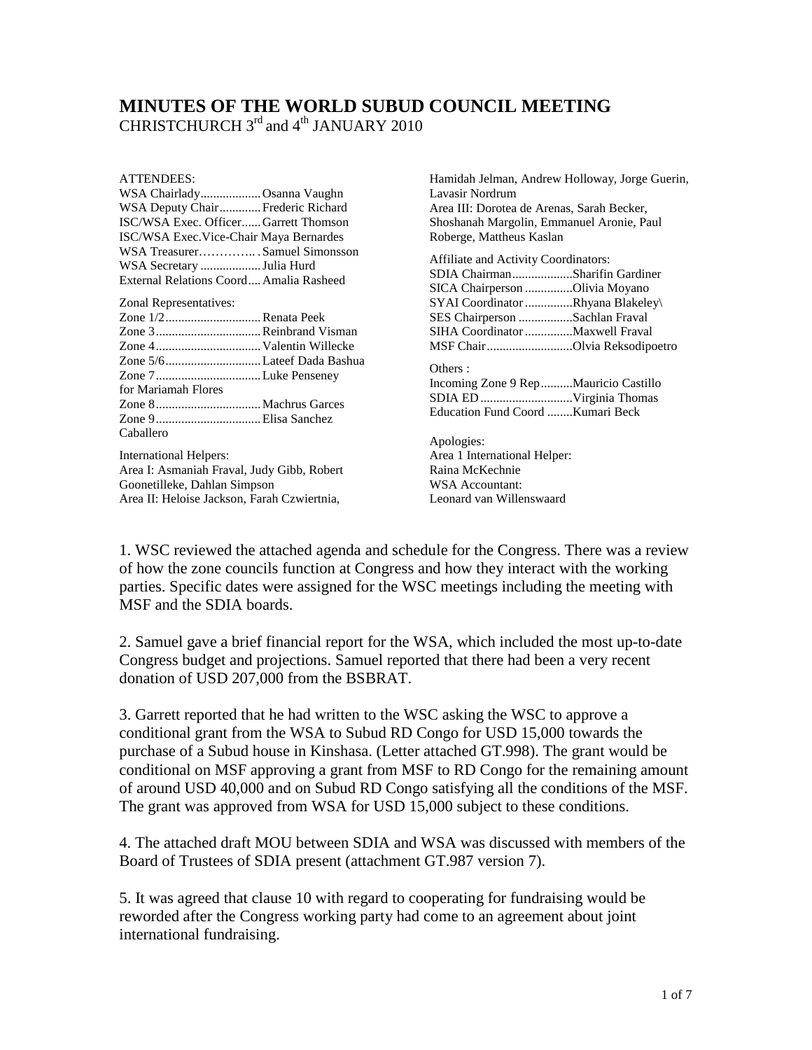# MINUTES OF THE WORLD SUBUD COUNCIL MEETING

CHRISTCHURCH 3rd and 4th JANUARY 2010

ATTENDEES:

WSA Chairlady................... Osanna Vaughn
WSA Deputy Chair............. Frederic Richard
ISC/WSA Exec. Officer...... Garrett Thomson
ISC/WSA Exec.Vice-Chair Maya Bernardes
WSA Treasurer…………... Samuel Simonsson
WSA Secretary ................... Julia Hurd
External Relations Coord.... Amalia Rasheed

Zonal Representatives:
Zone 1/2.............................. Renata Peek
Zone 3................................. Reinbrand Visman
Zone 4................................. Valentin Willecke
Zone 5/6.............................. Lateef Dada Bashua
Zone 7................................. Luke Penseney for Mariamah Flores
Zone 8................................. Machrus Garces
Zone 9................................. Elisa Sanchez Caballero

International Helpers:
Area I: Asmaniah Fraval, Judy Gibb, Robert Goonetilleke, Dahlan Simpson
Area II: Heloise Jackson, Farah Czwiertnia, Hamidah Jelman, Andrew Holloway, Jorge Guerin, Lavasir Nordrum
Area III: Dorotea de Arenas, Sarah Becker, Shoshanah Margolin, Emmanuel Aronie, Paul Roberge, Mattheus Kaslan

Affiliate and Activity Coordinators:
SDIA Chairman................... Sharifin Gardiner
SICA Chairperson ............... Olivia Moyano
SYAI Coordinator ............... Rhyana Blakeley\
SES Chairperson ................. Sachlan Fraval
SIHA Coordinator ............... Maxwell Fraval
MSF Chair........................... Olvia Reksodipoetro

Others :
Incoming Zone 9 Rep.......... Mauricio Castillo
SDIA ED.............................. Virginia Thomas
Education Fund Coord ........ Kumari Beck

Apologies:
Area 1 International Helper: Raina McKechnie
WSA Accountant: Leonard van Willenswaard

1. WSC reviewed the attached agenda and schedule for the Congress. There was a review of how the zone councils function at Congress and how they interact with the working parties. Specific dates were assigned for the WSC meetings including the meeting with MSF and the SDIA boards.

2. Samuel gave a brief financial report for the WSA, which included the most up-to-date Congress budget and projections. Samuel reported that there had been a very recent donation of USD 207,000 from the BSBRAT.

3. Garrett reported that he had written to the WSC asking the WSC to approve a conditional grant from the WSA to Subud RD Congo for USD 15,000 towards the purchase of a Subud house in Kinshasa. (Letter attached GT.998). The grant would be conditional on MSF approving a grant from MSF to RD Congo for the remaining amount of around USD 40,000 and on Subud RD Congo satisfying all the conditions of the MSF. The grant was approved from WSA for USD 15,000 subject to these conditions.

4. The attached draft MOU between SDIA and WSA was discussed with members of the Board of Trustees of SDIA present (attachment GT.987 version 7).

5. It was agreed that clause 10 with regard to cooperating for fundraising would be reworded after the Congress working party had come to an agreement about joint international fundraising.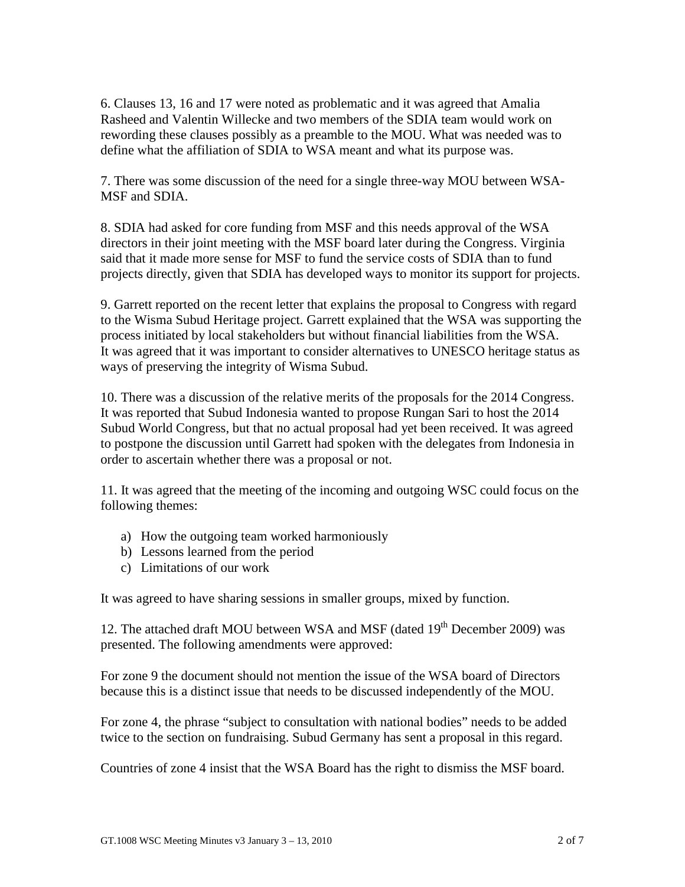6. Clauses 13, 16 and 17 were noted as problematic and it was agreed that Amalia Rasheed and Valentin Willecke and two members of the SDIA team would work on rewording these clauses possibly as a preamble to the MOU. What was needed was to define what the affiliation of SDIA to WSA meant and what its purpose was.

7. There was some discussion of the need for a single three-way MOU between WSA-MSF and SDIA.

8. SDIA had asked for core funding from MSF and this needs approval of the WSA directors in their joint meeting with the MSF board later during the Congress. Virginia said that it made more sense for MSF to fund the service costs of SDIA than to fund projects directly, given that SDIA has developed ways to monitor its support for projects.

9. Garrett reported on the recent letter that explains the proposal to Congress with regard to the Wisma Subud Heritage project. Garrett explained that the WSA was supporting the process initiated by local stakeholders but without financial liabilities from the WSA. It was agreed that it was important to consider alternatives to UNESCO heritage status as ways of preserving the integrity of Wisma Subud.

10. There was a discussion of the relative merits of the proposals for the 2014 Congress. It was reported that Subud Indonesia wanted to propose Rungan Sari to host the 2014 Subud World Congress, but that no actual proposal had yet been received. It was agreed to postpone the discussion until Garrett had spoken with the delegates from Indonesia in order to ascertain whether there was a proposal or not.

11. It was agreed that the meeting of the incoming and outgoing WSC could focus on the following themes:

a) How the outgoing team worked harmoniously
b) Lessons learned from the period
c) Limitations of our work

It was agreed to have sharing sessions in smaller groups, mixed by function.

12. The attached draft MOU between WSA and MSF (dated 19th December 2009) was presented. The following amendments were approved:

For zone 9 the document should not mention the issue of the WSA board of Directors because this is a distinct issue that needs to be discussed independently of the MOU.

For zone 4, the phrase "subject to consultation with national bodies" needs to be added twice to the section on fundraising. Subud Germany has sent a proposal in this regard.

Countries of zone 4 insist that the WSA Board has the right to dismiss the MSF board.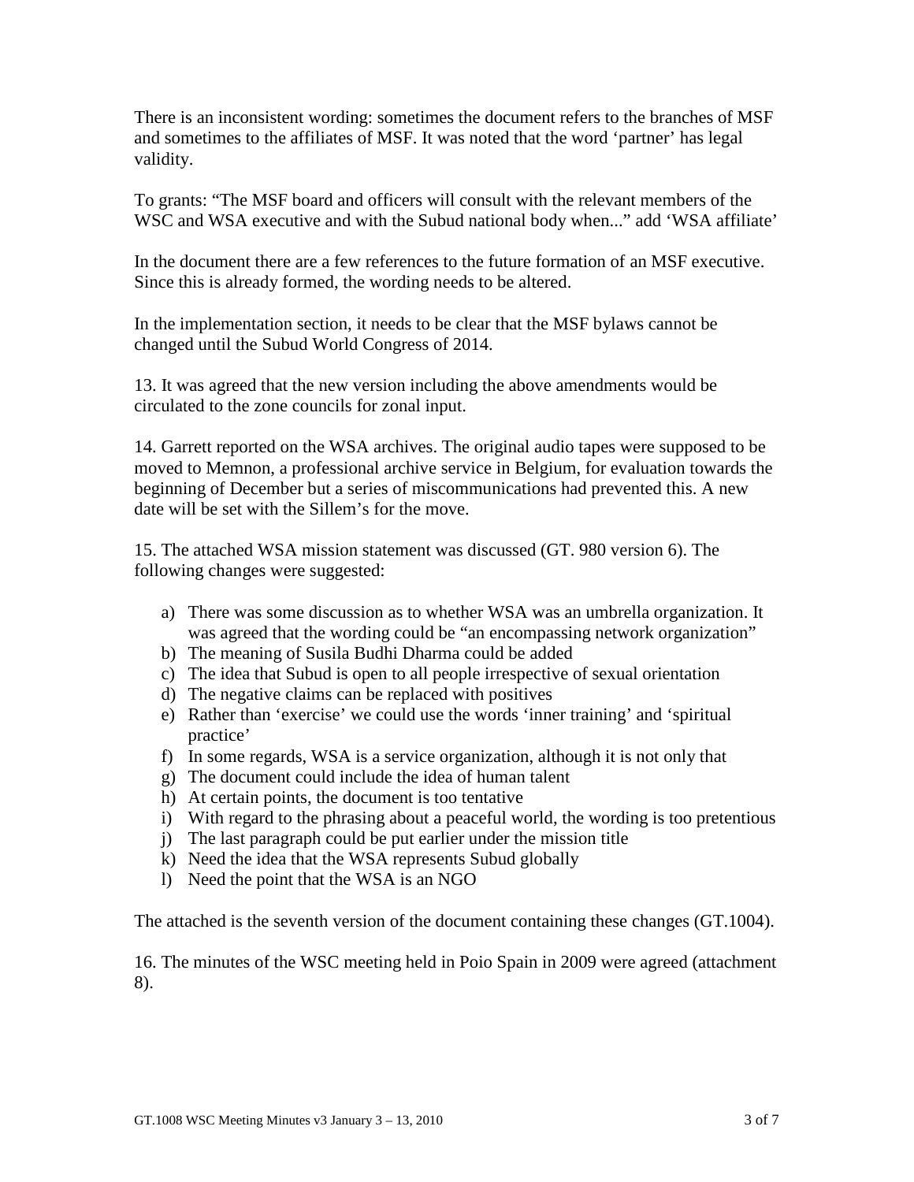There is an inconsistent wording: sometimes the document refers to the branches of MSF and sometimes to the affiliates of MSF. It was noted that the word 'partner' has legal validity.

To grants: "The MSF board and officers will consult with the relevant members of the WSC and WSA executive and with the Subud national body when..." add 'WSA affiliate'

In the document there are a few references to the future formation of an MSF executive. Since this is already formed, the wording needs to be altered.

In the implementation section, it needs to be clear that the MSF bylaws cannot be changed until the Subud World Congress of 2014.

13. It was agreed that the new version including the above amendments would be circulated to the zone councils for zonal input.

14. Garrett reported on the WSA archives. The original audio tapes were supposed to be moved to Memnon, a professional archive service in Belgium, for evaluation towards the beginning of December but a series of miscommunications had prevented this. A new date will be set with the Sillem's for the move.

15. The attached WSA mission statement was discussed (GT. 980 version 6). The following changes were suggested:

a) There was some discussion as to whether WSA was an umbrella organization. It was agreed that the wording could be "an encompassing network organization"
b) The meaning of Susila Budhi Dharma could be added
c) The idea that Subud is open to all people irrespective of sexual orientation
d) The negative claims can be replaced with positives
e) Rather than 'exercise' we could use the words 'inner training' and 'spiritual practice'
f) In some regards, WSA is a service organization, although it is not only that
g) The document could include the idea of human talent
h) At certain points, the document is too tentative
i) With regard to the phrasing about a peaceful world, the wording is too pretentious
j) The last paragraph could be put earlier under the mission title
k) Need the idea that the WSA represents Subud globally
l) Need the point that the WSA is an NGO

The attached is the seventh version of the document containing these changes (GT.1004).

16. The minutes of the WSC meeting held in Poio Spain in 2009 were agreed (attachment 8).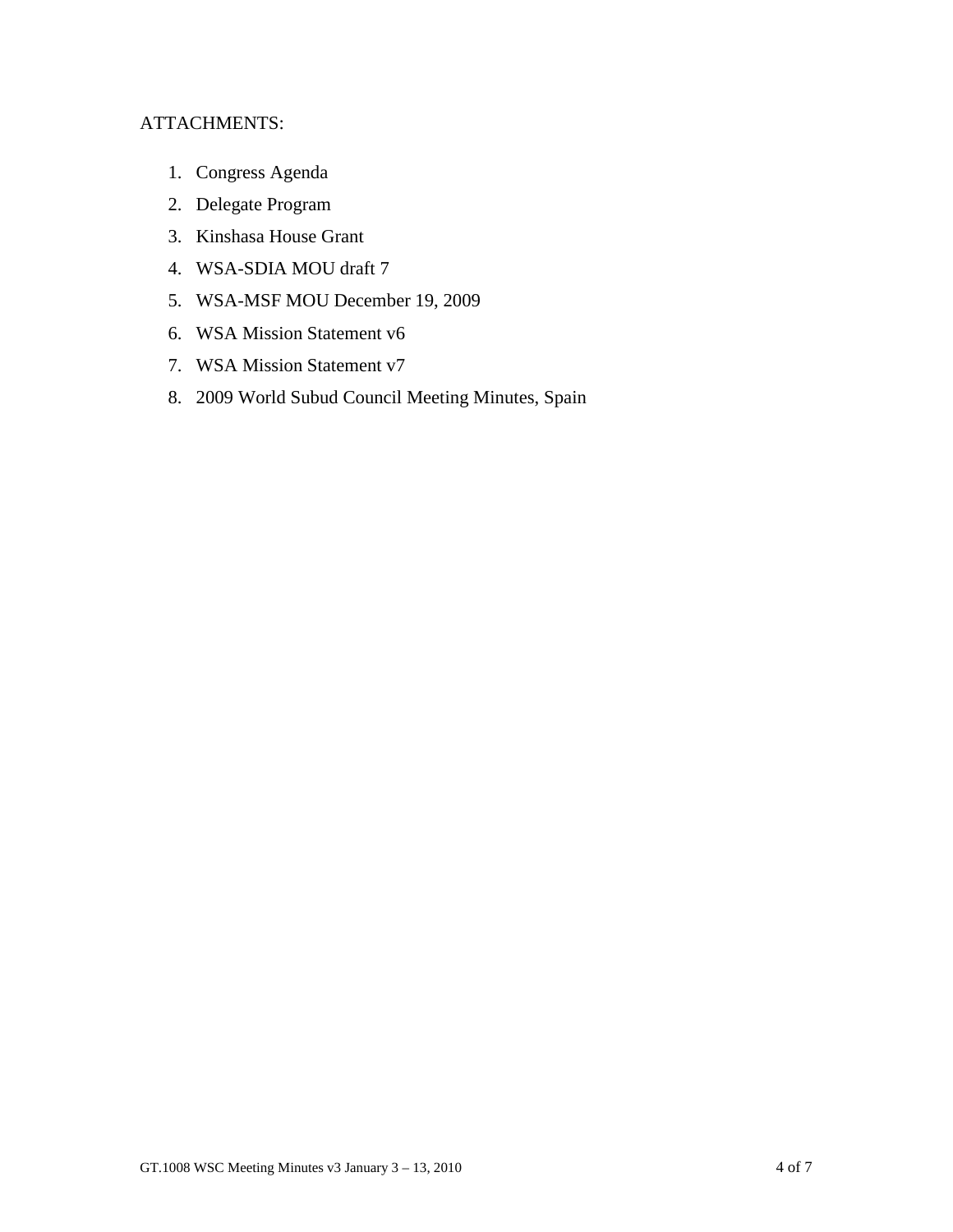ATTACHMENTS:

1. Congress Agenda
2. Delegate Program
3. Kinshasa House Grant
4. WSA-SDIA MOU draft 7
5. WSA-MSF MOU December 19, 2009
6. WSA Mission Statement v6
7. WSA Mission Statement v7
8. 2009 World Subud Council Meeting Minutes, Spain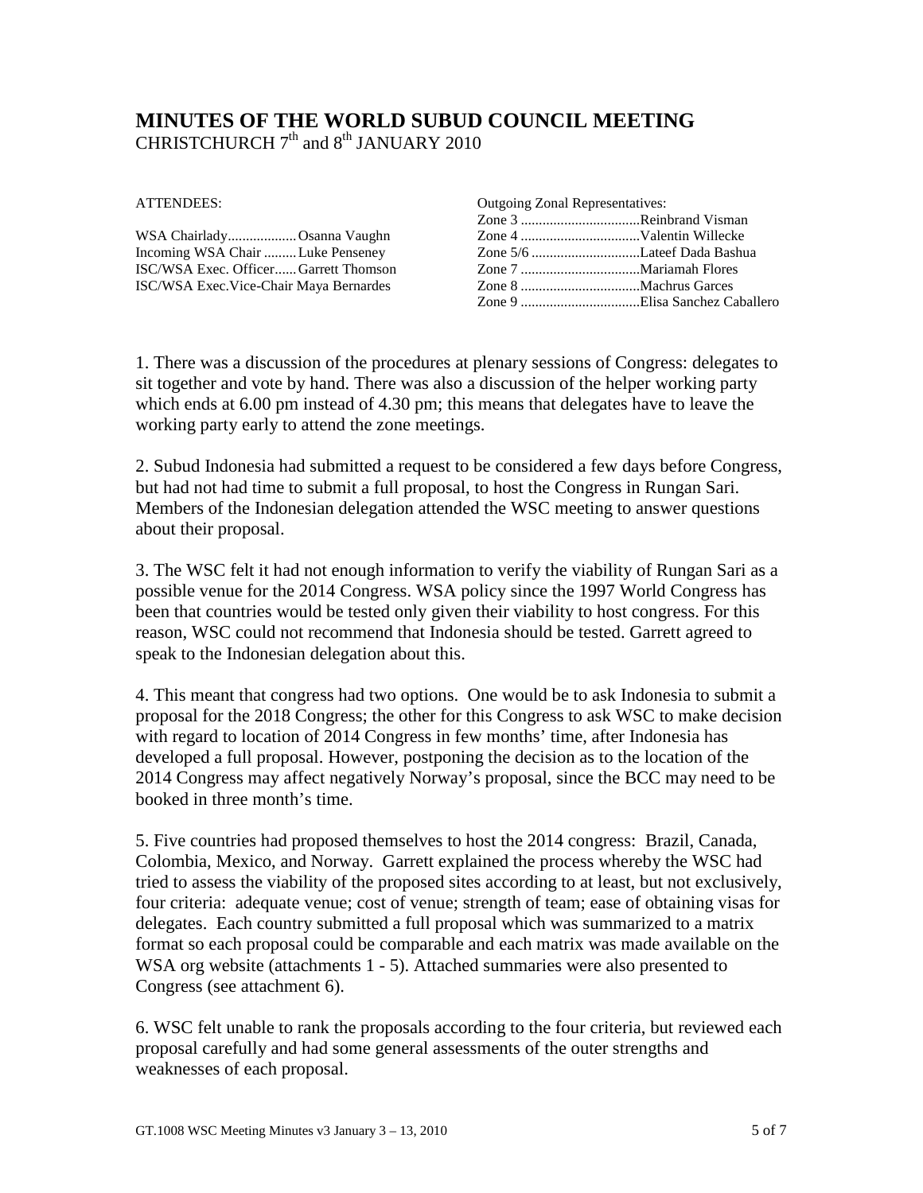# MINUTES OF THE WORLD SUBUD COUNCIL MEETING

CHRISTCHURCH 7th and 8th JANUARY 2010

ATTENDEES:

WSA Chairlady.................. Osanna Vaughn
Incoming WSA Chair ......... Luke Penseney
ISC/WSA Exec. Officer...... Garrett Thomson
ISC/WSA Exec.Vice-Chair Maya Bernardes

Outgoing Zonal Representatives:
Zone 3 ................................Reinbrand Visman
Zone 4 ................................Valentin Willecke
Zone 5/6 .............................Lateef Dada Bashua
Zone 7 ................................Mariamah Flores
Zone 8 ................................Machrus Garces
Zone 9 ................................Elisa Sanchez Caballero

1. There was a discussion of the procedures at plenary sessions of Congress: delegates to sit together and vote by hand. There was also a discussion of the helper working party which ends at 6.00 pm instead of 4.30 pm; this means that delegates have to leave the working party early to attend the zone meetings.

2. Subud Indonesia had submitted a request to be considered a few days before Congress, but had not had time to submit a full proposal, to host the Congress in Rungan Sari. Members of the Indonesian delegation attended the WSC meeting to answer questions about their proposal.

3. The WSC felt it had not enough information to verify the viability of Rungan Sari as a possible venue for the 2014 Congress. WSA policy since the 1997 World Congress has been that countries would be tested only given their viability to host congress. For this reason, WSC could not recommend that Indonesia should be tested. Garrett agreed to speak to the Indonesian delegation about this.

4. This meant that congress had two options. One would be to ask Indonesia to submit a proposal for the 2018 Congress; the other for this Congress to ask WSC to make decision with regard to location of 2014 Congress in few months' time, after Indonesia has developed a full proposal. However, postponing the decision as to the location of the 2014 Congress may affect negatively Norway's proposal, since the BCC may need to be booked in three month's time.

5. Five countries had proposed themselves to host the 2014 congress: Brazil, Canada, Colombia, Mexico, and Norway. Garrett explained the process whereby the WSC had tried to assess the viability of the proposed sites according to at least, but not exclusively, four criteria: adequate venue; cost of venue; strength of team; ease of obtaining visas for delegates. Each country submitted a full proposal which was summarized to a matrix format so each proposal could be comparable and each matrix was made available on the WSA org website (attachments 1 - 5). Attached summaries were also presented to Congress (see attachment 6).

6. WSC felt unable to rank the proposals according to the four criteria, but reviewed each proposal carefully and had some general assessments of the outer strengths and weaknesses of each proposal.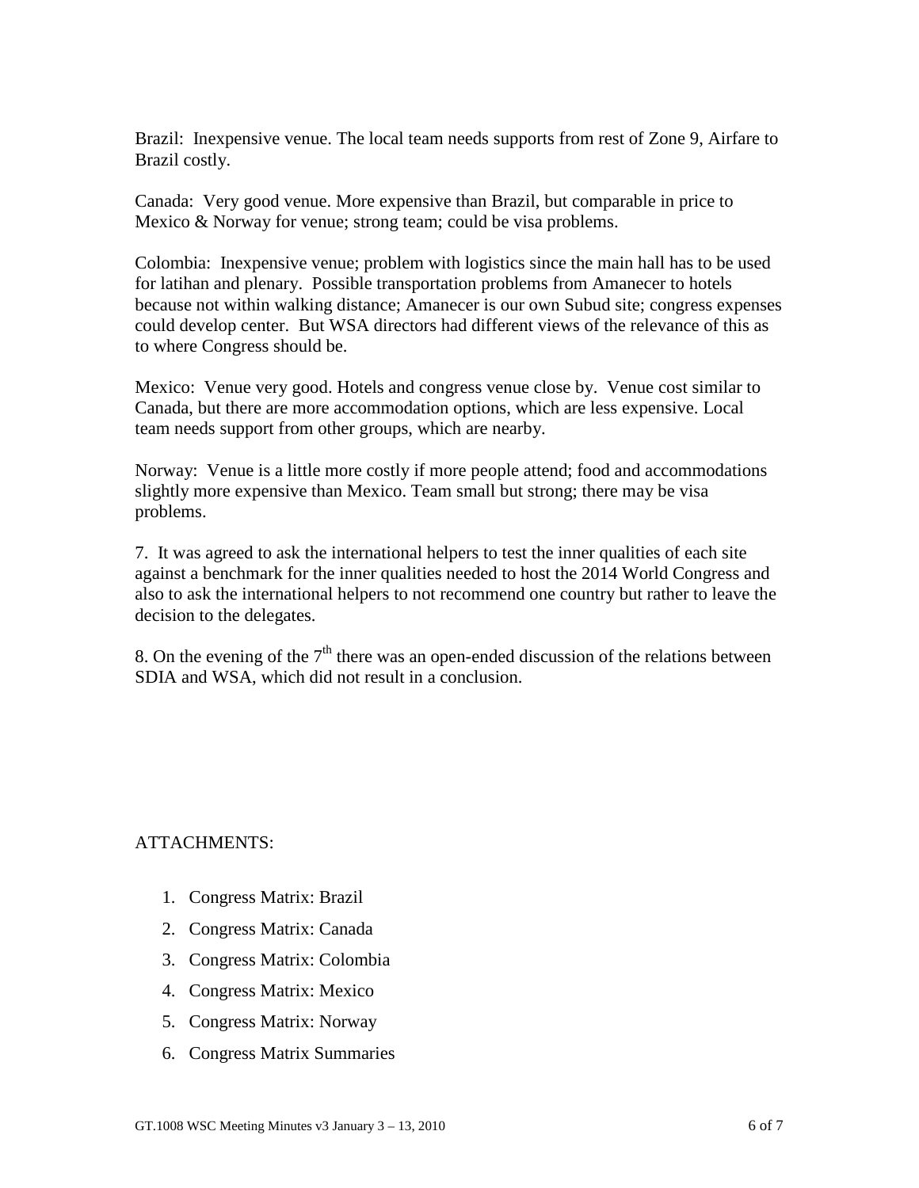Brazil: Inexpensive venue. The local team needs supports from rest of Zone 9, Airfare to Brazil costly.

Canada: Very good venue. More expensive than Brazil, but comparable in price to Mexico & Norway for venue; strong team; could be visa problems.

Colombia: Inexpensive venue; problem with logistics since the main hall has to be used for latihan and plenary. Possible transportation problems from Amanecer to hotels because not within walking distance; Amanecer is our own Subud site; congress expenses could develop center. But WSA directors had different views of the relevance of this as to where Congress should be.

Mexico: Venue very good. Hotels and congress venue close by. Venue cost similar to Canada, but there are more accommodation options, which are less expensive. Local team needs support from other groups, which are nearby.

Norway: Venue is a little more costly if more people attend; food and accommodations slightly more expensive than Mexico. Team small but strong; there may be visa problems.

7. It was agreed to ask the international helpers to test the inner qualities of each site against a benchmark for the inner qualities needed to host the 2014 World Congress and also to ask the international helpers to not recommend one country but rather to leave the decision to the delegates.

8. On the evening of the 7th there was an open-ended discussion of the relations between SDIA and WSA, which did not result in a conclusion.

ATTACHMENTS:

1. Congress Matrix: Brazil
2. Congress Matrix: Canada
3. Congress Matrix: Colombia
4. Congress Matrix: Mexico
5. Congress Matrix: Norway
6. Congress Matrix Summaries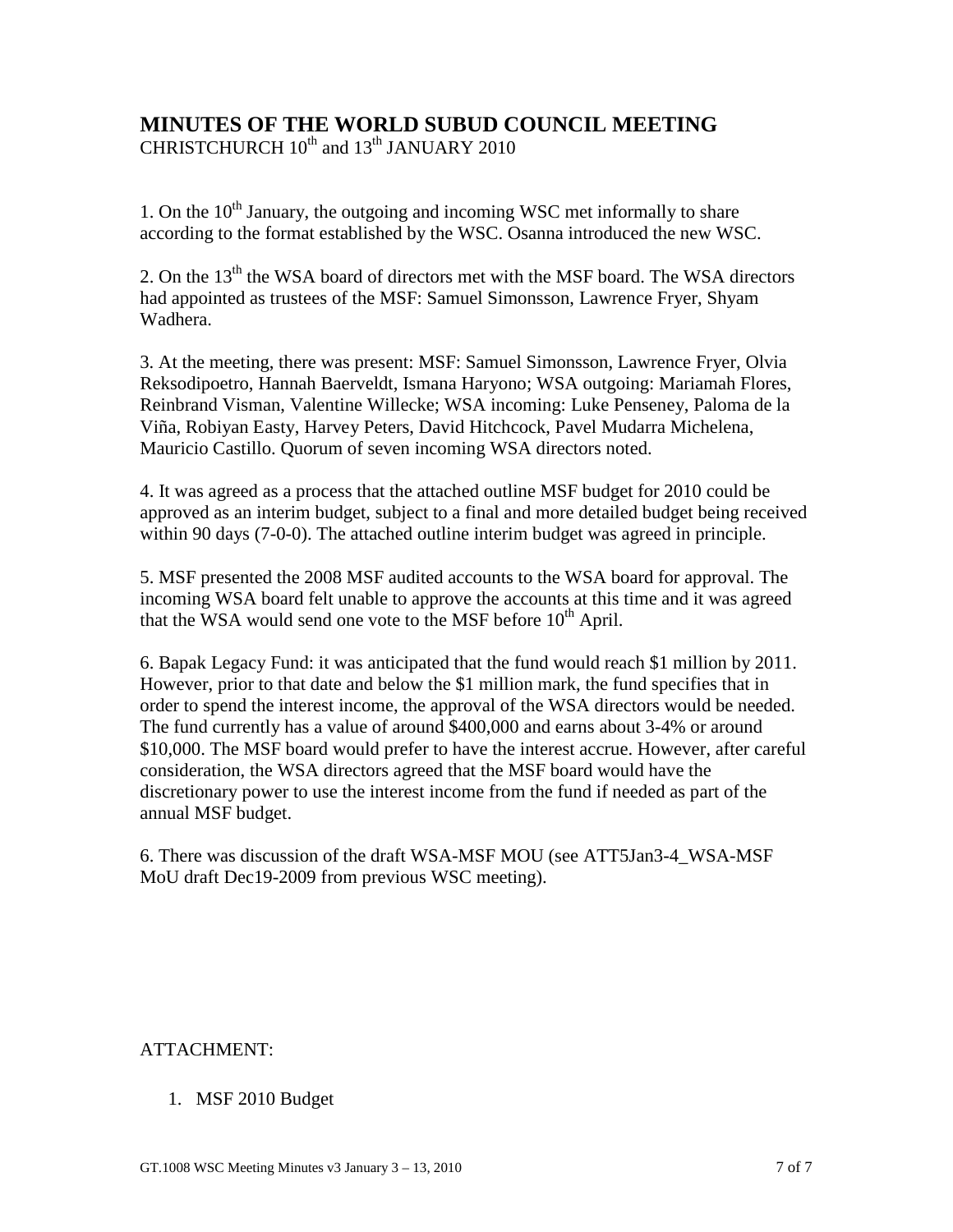# MINUTES OF THE WORLD SUBUD COUNCIL MEETING

CHRISTCHURCH 10th and 13th JANUARY 2010

1. On the 10th January, the outgoing and incoming WSC met informally to share according to the format established by the WSC. Osanna introduced the new WSC.

2. On the 13th the WSA board of directors met with the MSF board. The WSA directors had appointed as trustees of the MSF: Samuel Simonsson, Lawrence Fryer, Shyam Wadhera.

3. At the meeting, there was present: MSF: Samuel Simonsson, Lawrence Fryer, Olvia Reksodipoetro, Hannah Baerveldt, Ismana Haryono; WSA outgoing: Mariamah Flores, Reinbrand Visman, Valentine Willecke; WSA incoming: Luke Penseney, Paloma de la Viña, Robiyan Easty, Harvey Peters, David Hitchcock, Pavel Mudarra Michelena, Mauricio Castillo. Quorum of seven incoming WSA directors noted.

4. It was agreed as a process that the attached outline MSF budget for 2010 could be approved as an interim budget, subject to a final and more detailed budget being received within 90 days (7-0-0). The attached outline interim budget was agreed in principle.

5. MSF presented the 2008 MSF audited accounts to the WSA board for approval. The incoming WSA board felt unable to approve the accounts at this time and it was agreed that the WSA would send one vote to the MSF before 10th April.

6. Bapak Legacy Fund: it was anticipated that the fund would reach $1 million by 2011. However, prior to that date and below the $1 million mark, the fund specifies that in order to spend the interest income, the approval of the WSA directors would be needed. The fund currently has a value of around $400,000 and earns about 3-4% or around $10,000. The MSF board would prefer to have the interest accrue. However, after careful consideration, the WSA directors agreed that the MSF board would have the discretionary power to use the interest income from the fund if needed as part of the annual MSF budget.

6. There was discussion of the draft WSA-MSF MOU (see ATT5Jan3-4_WSA-MSF MoU draft Dec19-2009 from previous WSC meeting).

ATTACHMENT:

1. MSF 2010 Budget